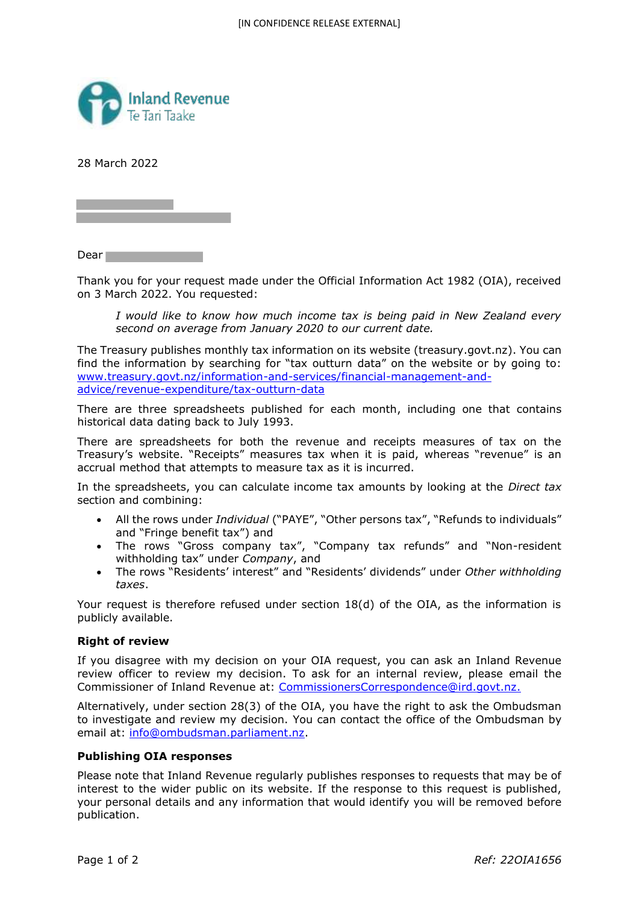[IN CONFIDENCE RELEASE EXTERNAL]

Inland Revenue
Te Tari Taake

28 March 2022

Dear

Thank you for your request made under the Official Information Act 1982 (OIA), received on 3 March 2022. You requested:

> *I would like to know how much income tax is being paid in New Zealand every second on average from January 2020 to our current date.*

The Treasury publishes monthly tax information on its website (treasury.govt.nz). You can find the information by searching for "tax outturn data" on the website or by going to: [www.treasury.govt.nz/information-and-services/financial-management-and-advice/revenue-expenditure/tax-outturn-data](www.treasury.govt.nz/information-and-services/financial-management-and-advice/revenue-expenditure/tax-outturn-data)

There are three spreadsheets published for each month, including one that contains historical data dating back to July 1993.

There are spreadsheets for both the revenue and receipts measures of tax on the Treasury's website. "Receipts" measures tax when it is paid, whereas "revenue" is an accrual method that attempts to measure tax as it is incurred.

In the spreadsheets, you can calculate income tax amounts by looking at the *Direct tax* section and combining:

- All the rows under *Individual* ("PAYE", "Other persons tax", "Refunds to individuals" and "Fringe benefit tax") and
- The rows "Gross company tax", "Company tax refunds" and "Non-resident withholding tax" under *Company*, and
- The rows "Residents' interest" and "Residents' dividends" under *Other withholding taxes*.

Your request is therefore refused under section 18(d) of the OIA, as the information is publicly available.

**Right of review**

If you disagree with my decision on your OIA request, you can ask an Inland Revenue review officer to review my decision. To ask for an internal review, please email the Commissioner of Inland Revenue at: CommissionersCorrespondence@ird.govt.nz.

Alternatively, under section 28(3) of the OIA, you have the right to ask the Ombudsman to investigate and review my decision. You can contact the office of the Ombudsman by email at: info@ombudsman.parliament.nz.

**Publishing OIA responses**

Please note that Inland Revenue regularly publishes responses to requests that may be of interest to the wider public on its website. If the response to this request is published, your personal details and any information that would identify you will be removed before publication.

*Ref: 22OIA1656*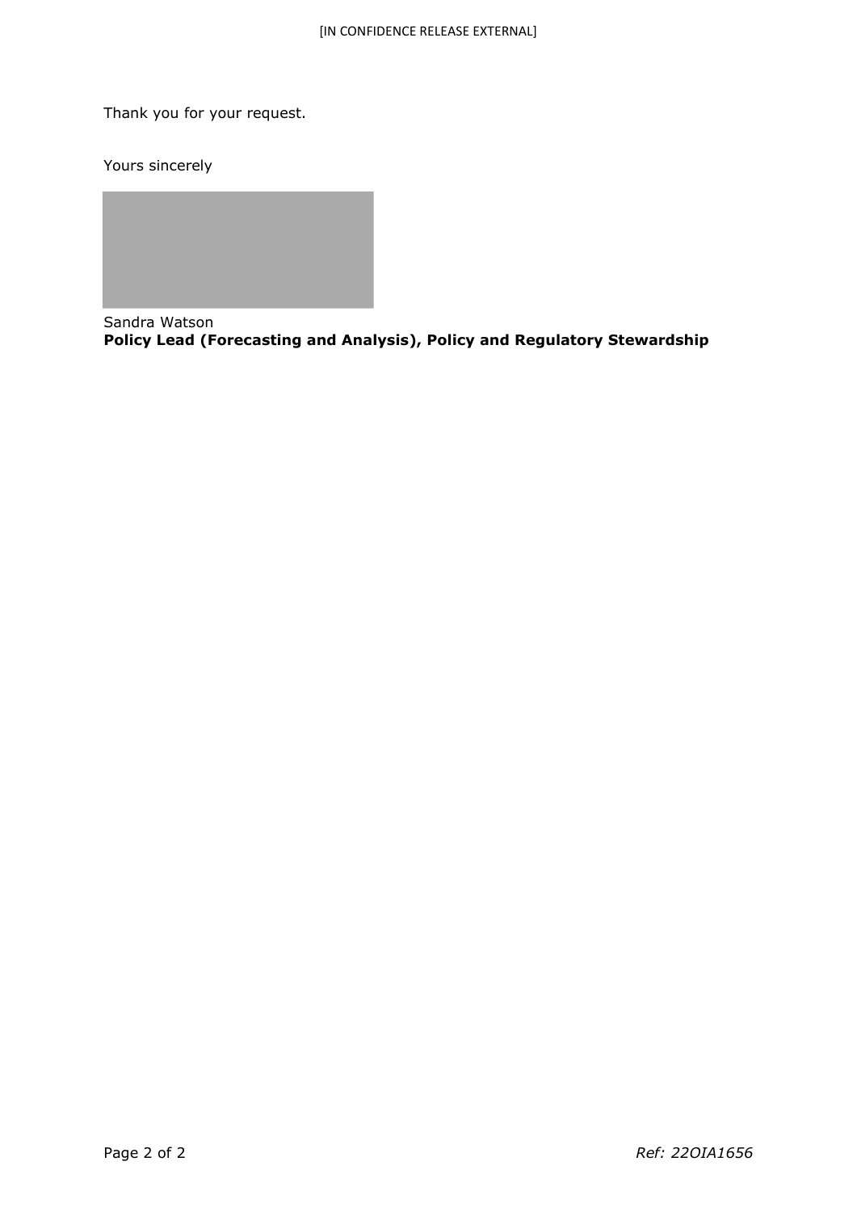Thank you for your request.

Yours sincerely

Sandra Watson
**Policy Lead (Forecasting and Analysis), Policy and Regulatory Stewardship**